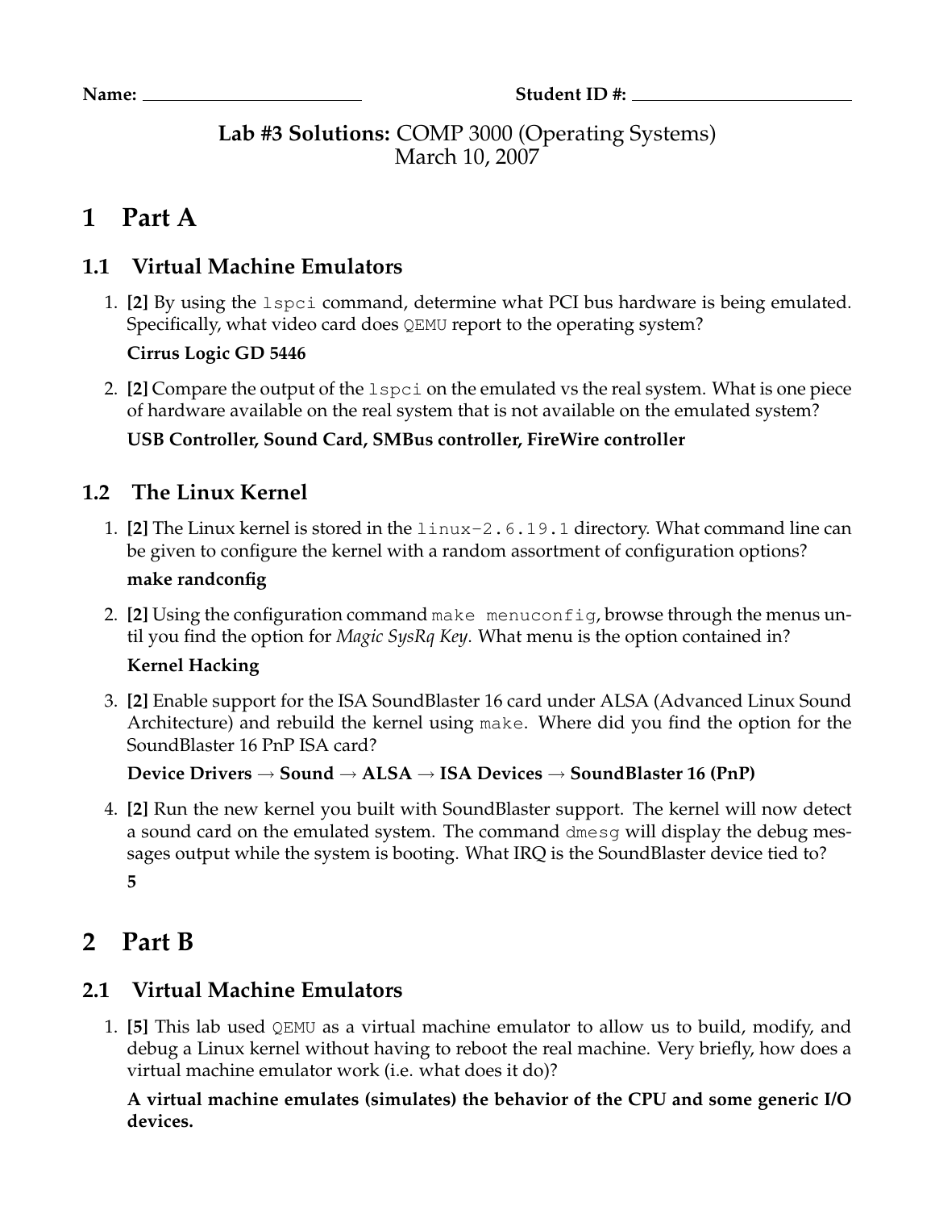**Name:** ______________________ **Student ID #:** ______________________

**Lab #3 Solutions:** COMP 3000 (Operating Systems)
March 10, 2007

# 1 Part A

## 1.1 Virtual Machine Emulators

1. **[2]** By using the `lspci` command, determine what PCI bus hardware is being emulated. Specifically, what video card does `QEMU` report to the operating system?

   **Cirrus Logic GD 5446**

2. **[2]** Compare the output of the `lspci` on the emulated vs the real system. What is one piece of hardware available on the real system that is not available on the emulated system?

   **USB Controller, Sound Card, SMBus controller, FireWire controller**

## 1.2 The Linux Kernel

1. **[2]** The Linux kernel is stored in the `linux-2.6.19.1` directory. What command line can be given to configure the kernel with a random assortment of configuration options?

   **make randconfig**

2. **[2]** Using the configuration command `make menuconfig`, browse through the menus until you find the option for *Magic SysRq Key*. What menu is the option contained in?

   **Kernel Hacking**

3. **[2]** Enable support for the ISA SoundBlaster 16 card under ALSA (Advanced Linux Sound Architecture) and rebuild the kernel using `make`. Where did you find the option for the SoundBlaster 16 PnP ISA card?

   **Device Drivers → Sound → ALSA → ISA Devices → SoundBlaster 16 (PnP)**

4. **[2]** Run the new kernel you built with SoundBlaster support. The kernel will now detect a sound card on the emulated system. The command `dmesg` will display the debug messages output while the system is booting. What IRQ is the SoundBlaster device tied to?

   **5**

# 2 Part B

## 2.1 Virtual Machine Emulators

1. **[5]** This lab used `QEMU` as a virtual machine emulator to allow us to build, modify, and debug a Linux kernel without having to reboot the real machine. Very briefly, how does a virtual machine emulator work (i.e. what does it do)?

   **A virtual machine emulates (simulates) the behavior of the CPU and some generic I/O devices.**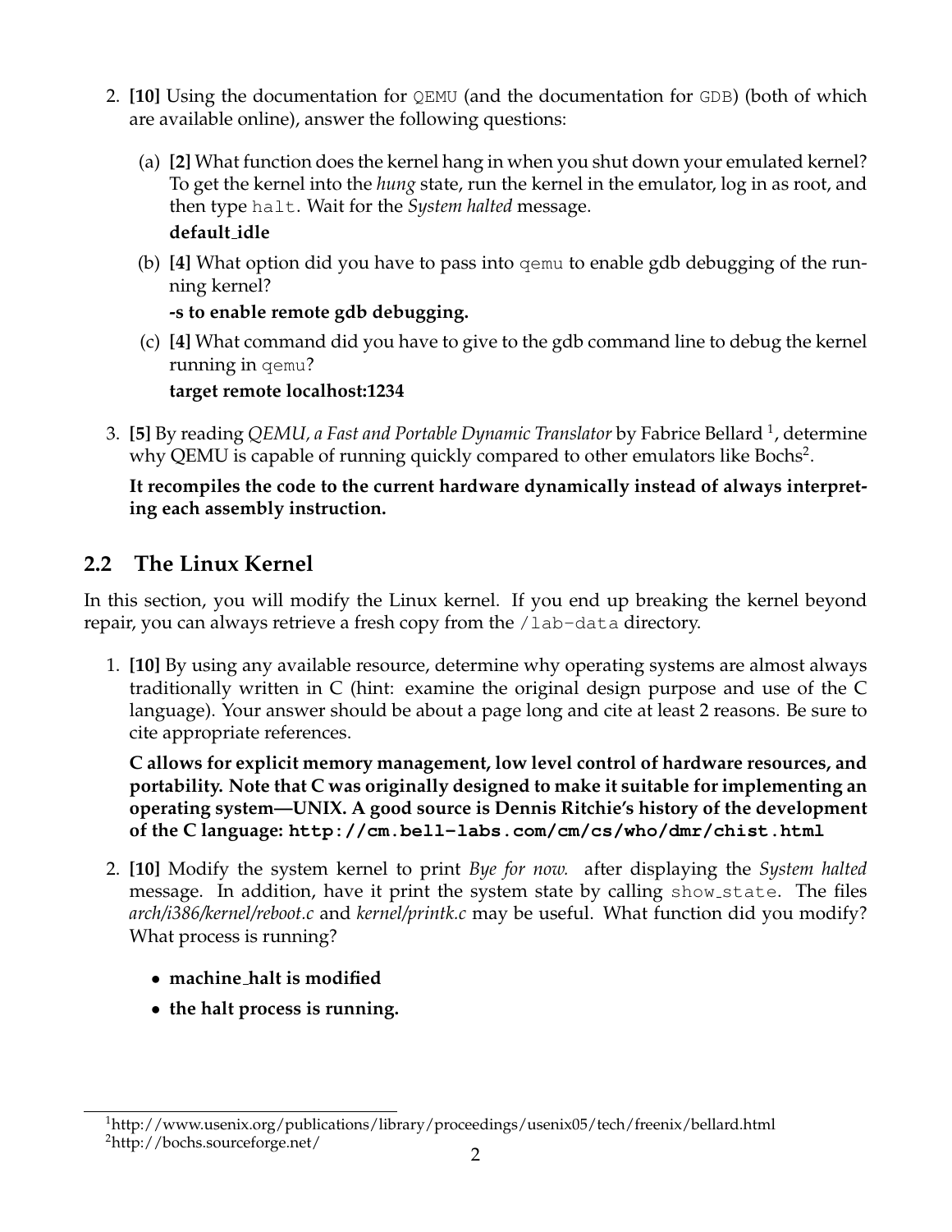2. **[10]** Using the documentation for `QEMU` (and the documentation for `GDB`) (both of which are available online), answer the following questions:

   (a) **[2]** What function does the kernel hang in when you shut down your emulated kernel? To get the kernel into the *hung* state, run the kernel in the emulator, log in as root, and then type `halt`. Wait for the *System halted* message.

   **default_idle**

   (b) **[4]** What option did you have to pass into `qemu` to enable gdb debugging of the running kernel?

   **-s to enable remote gdb debugging.**

   (c) **[4]** What command did you have to give to the gdb command line to debug the kernel running in `qemu`?

   **target remote localhost:1234**

3. **[5]** By reading *QEMU, a Fast and Portable Dynamic Translator* by Fabrice Bellard [1], determine why QEMU is capable of running quickly compared to other emulators like Bochs[2].

   **It recompiles the code to the current hardware dynamically instead of always interpreting each assembly instruction.**

## 2.2 The Linux Kernel

In this section, you will modify the Linux kernel. If you end up breaking the kernel beyond repair, you can always retrieve a fresh copy from the `/lab-data` directory.

1. **[10]** By using any available resource, determine why operating systems are almost always traditionally written in C (hint: examine the original design purpose and use of the C language). Your answer should be about a page long and cite at least 2 reasons. Be sure to cite appropriate references.

   **C allows for explicit memory management, low level control of hardware resources, and portability. Note that C was originally designed to make it suitable for implementing an operating system—UNIX. A good source is Dennis Ritchie's history of the development of the C language: `http://cm.bell-labs.com/cm/cs/who/dmr/chist.html`**

2. **[10]** Modify the system kernel to print *Bye for now.* after displaying the *System halted* message. In addition, have it print the system state by calling `show_state`. The files *arch/i386/kernel/reboot.c* and *kernel/printk.c* may be useful. What function did you modify? What process is running?

   - **machine_halt is modified**
   - **the halt process is running.**

---

[1] http://www.usenix.org/publications/library/proceedings/usenix05/tech/freenix/bellard.html

[2] http://bochs.sourceforge.net/